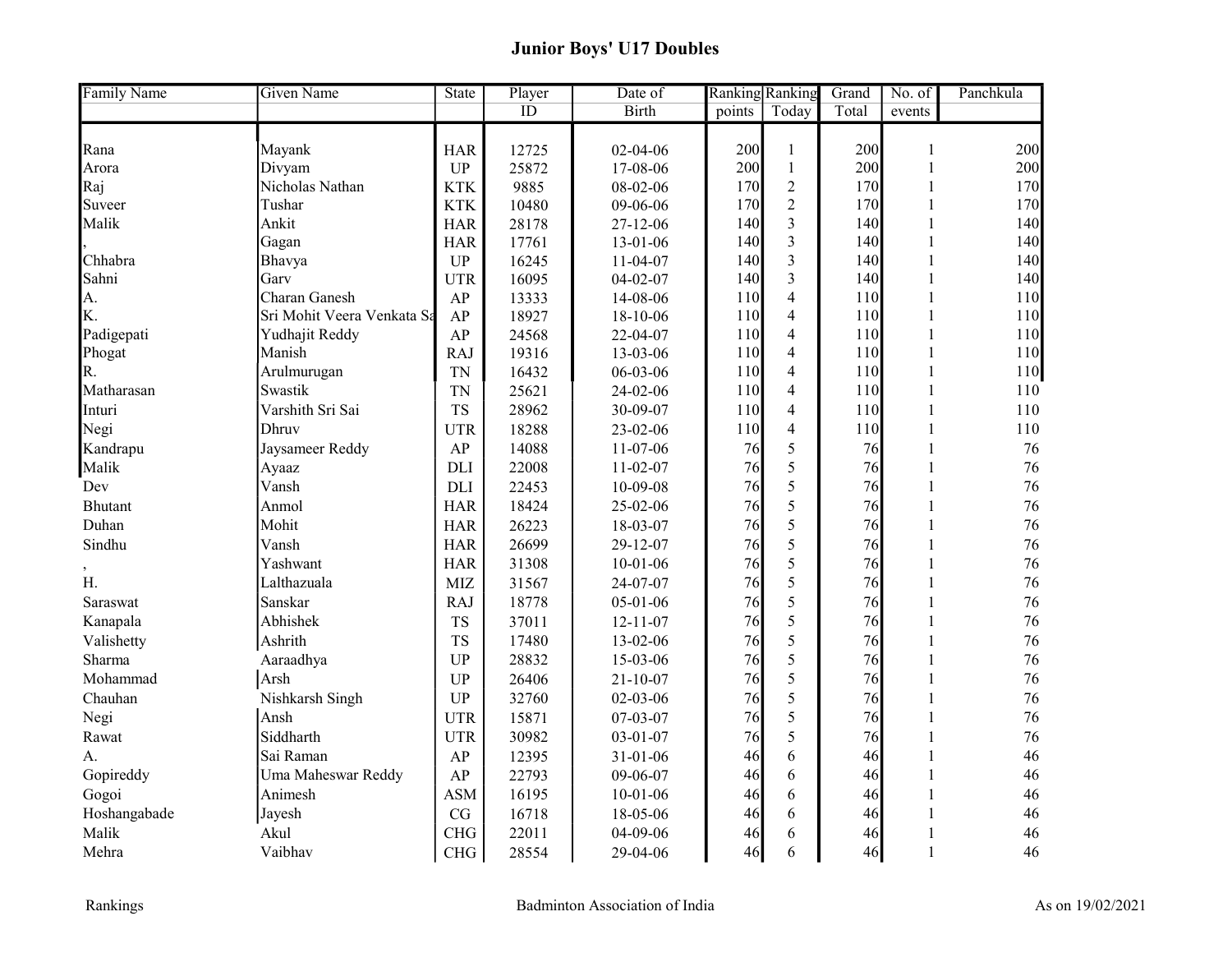# Junior Boys' U17 Doubles

| Family Name | Given Name | State | Player ID | Date of Birth | Ranking points | Ranking Today | Grand Total | No. of events | Panchkula |
|---|---|---|---|---|---|---|---|---|---|
| Rana | Mayank | HAR | 12725 | 02-04-06 | 200 | 1 | 200 | 1 | 200 |
| Arora | Divyam | UP | 25872 | 17-08-06 | 200 | 1 | 200 | 1 | 200 |
| Raj | Nicholas Nathan | KTK | 9885 | 08-02-06 | 170 | 2 | 170 | 1 | 170 |
| Suveer | Tushar | KTK | 10480 | 09-06-06 | 170 | 2 | 170 | 1 | 170 |
| Malik | Ankit | HAR | 28178 | 27-12-06 | 140 | 3 | 140 | 1 | 140 |
| , | Gagan | HAR | 17761 | 13-01-06 | 140 | 3 | 140 | 1 | 140 |
| Chhabra | Bhavya | UP | 16245 | 11-04-07 | 140 | 3 | 140 | 1 | 140 |
| Sahni | Garv | UTR | 16095 | 04-02-07 | 140 | 3 | 140 | 1 | 140 |
| A. | Charan Ganesh | AP | 13333 | 14-08-06 | 110 | 4 | 110 | 1 | 110 |
| K. | Sri Mohit Veera Venkata Sa | AP | 18927 | 18-10-06 | 110 | 4 | 110 | 1 | 110 |
| Padigepati | Yudhajit Reddy | AP | 24568 | 22-04-07 | 110 | 4 | 110 | 1 | 110 |
| Phogat | Manish | RAJ | 19316 | 13-03-06 | 110 | 4 | 110 | 1 | 110 |
| R. | Arulmurugan | TN | 16432 | 06-03-06 | 110 | 4 | 110 | 1 | 110 |
| Matharasan | Swastik | TN | 25621 | 24-02-06 | 110 | 4 | 110 | 1 | 110 |
| Inturi | Varshith Sri Sai | TS | 28962 | 30-09-07 | 110 | 4 | 110 | 1 | 110 |
| Negi | Dhruv | UTR | 18288 | 23-02-06 | 110 | 4 | 110 | 1 | 110 |
| Kandrapu | Jaysameer Reddy | AP | 14088 | 11-07-06 | 76 | 5 | 76 | 1 | 76 |
| Malik | Ayaaz | DLI | 22008 | 11-02-07 | 76 | 5 | 76 | 1 | 76 |
| Dev | Vansh | DLI | 22453 | 10-09-08 | 76 | 5 | 76 | 1 | 76 |
| Bhutant | Anmol | HAR | 18424 | 25-02-06 | 76 | 5 | 76 | 1 | 76 |
| Duhan | Mohit | HAR | 26223 | 18-03-07 | 76 | 5 | 76 | 1 | 76 |
| Sindhu | Vansh | HAR | 26699 | 29-12-07 | 76 | 5 | 76 | 1 | 76 |
| , | Yashwant | HAR | 31308 | 10-01-06 | 76 | 5 | 76 | 1 | 76 |
| H. | Lalthazuala | MIZ | 31567 | 24-07-07 | 76 | 5 | 76 | 1 | 76 |
| Saraswat | Sanskar | RAJ | 18778 | 05-01-06 | 76 | 5 | 76 | 1 | 76 |
| Kanapala | Abhishek | TS | 37011 | 12-11-07 | 76 | 5 | 76 | 1 | 76 |
| Valishetty | Ashrith | TS | 17480 | 13-02-06 | 76 | 5 | 76 | 1 | 76 |
| Sharma | Aaraadhya | UP | 28832 | 15-03-06 | 76 | 5 | 76 | 1 | 76 |
| Mohammad | Arsh | UP | 26406 | 21-10-07 | 76 | 5 | 76 | 1 | 76 |
| Chauhan | Nishkarsh Singh | UP | 32760 | 02-03-06 | 76 | 5 | 76 | 1 | 76 |
| Negi | Ansh | UTR | 15871 | 07-03-07 | 76 | 5 | 76 | 1 | 76 |
| Rawat | Siddharth | UTR | 30982 | 03-01-07 | 76 | 5 | 76 | 1 | 76 |
| A. | Sai Raman | AP | 12395 | 31-01-06 | 46 | 6 | 46 | 1 | 46 |
| Gopireddy | Uma Maheswar Reddy | AP | 22793 | 09-06-07 | 46 | 6 | 46 | 1 | 46 |
| Gogoi | Animesh | ASM | 16195 | 10-01-06 | 46 | 6 | 46 | 1 | 46 |
| Hoshangabade | Jayesh | CG | 16718 | 18-05-06 | 46 | 6 | 46 | 1 | 46 |
| Malik | Akul | CHG | 22011 | 04-09-06 | 46 | 6 | 46 | 1 | 46 |
| Mehra | Vaibhav | CHG | 28554 | 29-04-06 | 46 | 6 | 46 | 1 | 46 |

Rankings — Badminton Association of India — As on 19/02/2021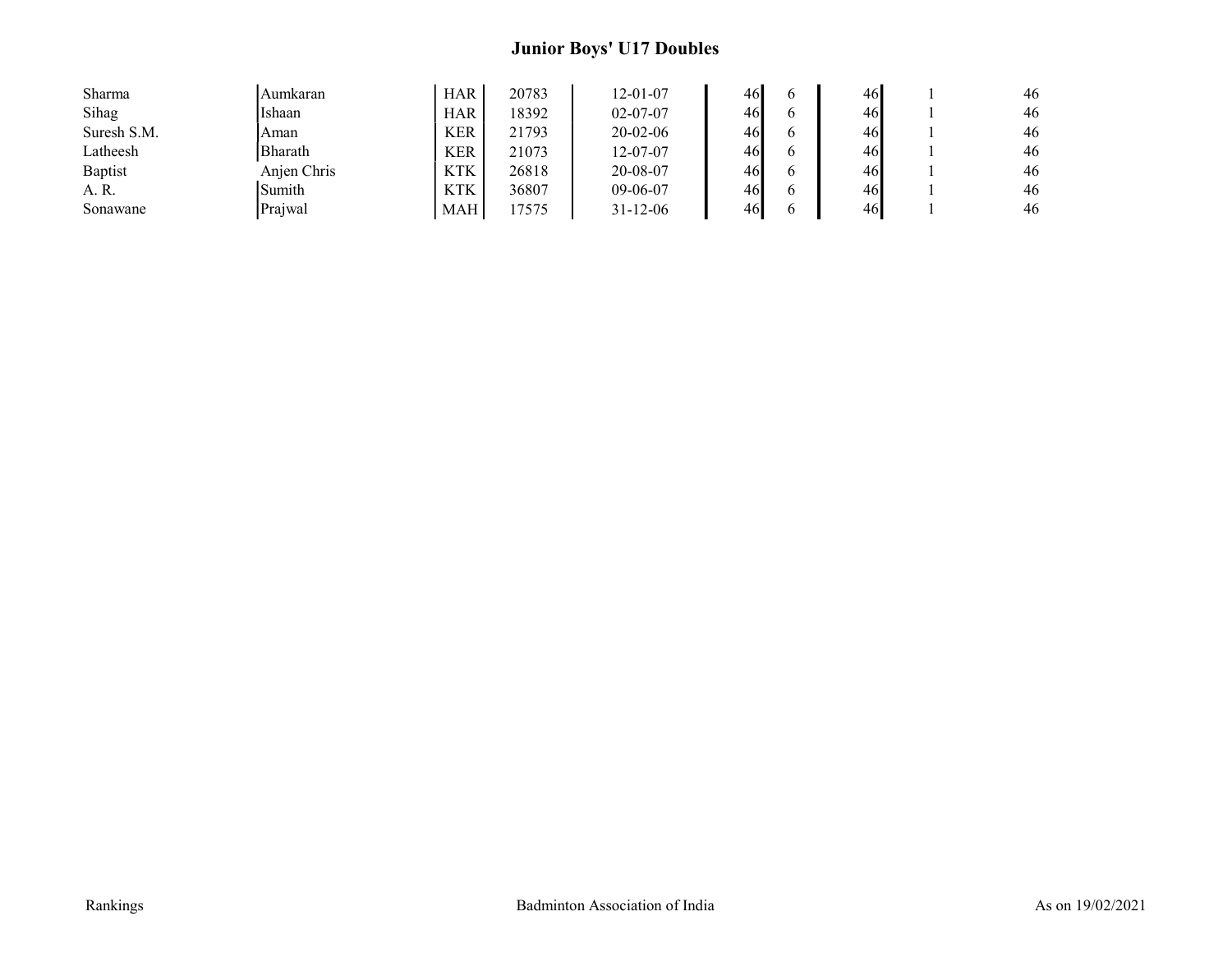# Junior Boys' U17 Doubles

| | | | | | | | | | |
|---|---|---|---|---|---|---|---|---|---|
| Sharma | Aumkaran | HAR | 20783 | 12-01-07 | 46 | 6 | 46 | 1 | 46 |
| Sihag | Ishaan | HAR | 18392 | 02-07-07 | 46 | 6 | 46 | 1 | 46 |
| Suresh S.M. | Aman | KER | 21793 | 20-02-06 | 46 | 6 | 46 | 1 | 46 |
| Latheesh | Bharath | KER | 21073 | 12-07-07 | 46 | 6 | 46 | 1 | 46 |
| Baptist | Anjen Chris | KTK | 26818 | 20-08-07 | 46 | 6 | 46 | 1 | 46 |
| A. R. | Sumith | KTK | 36807 | 09-06-07 | 46 | 6 | 46 | 1 | 46 |
| Sonawane | Prajwal | MAH | 17575 | 31-12-06 | 46 | 6 | 46 | 1 | 46 |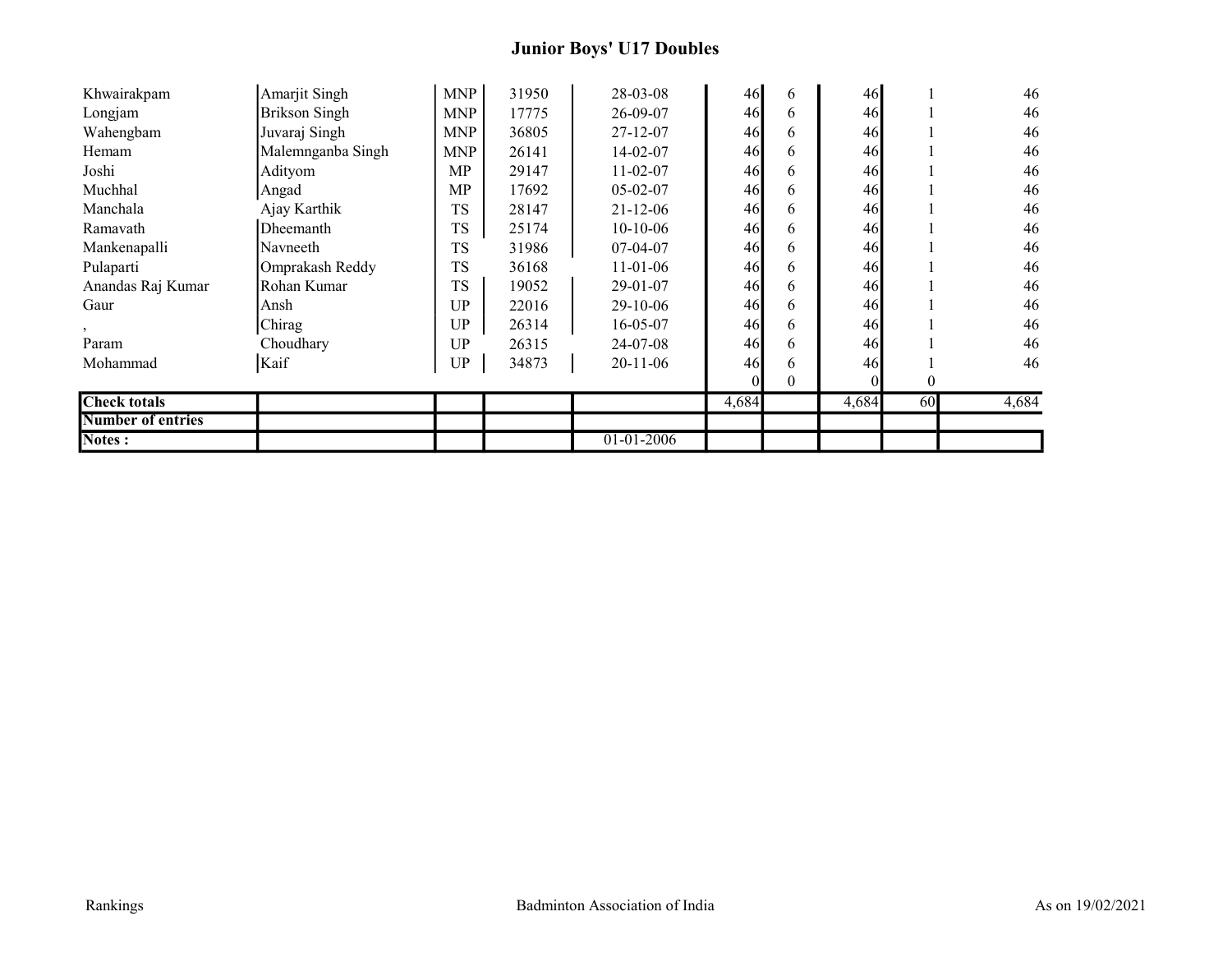# Junior Boys' U17 Doubles

| | | | | | | | | | |
|---|---|---|---|---|---|---|---|---|---|
| Khwairakpam | Amarjit Singh | MNP | 31950 | 28-03-08 | 46 | 6 | 46 | 1 | 46 |
| Longjam | Brikson Singh | MNP | 17775 | 26-09-07 | 46 | 6 | 46 | 1 | 46 |
| Wahengbam | Juvaraj Singh | MNP | 36805 | 27-12-07 | 46 | 6 | 46 | 1 | 46 |
| Hemam | Malemnganba Singh | MNP | 26141 | 14-02-07 | 46 | 6 | 46 | 1 | 46 |
| Joshi | Adityom | MP | 29147 | 11-02-07 | 46 | 6 | 46 | 1 | 46 |
| Muchhal | Angad | MP | 17692 | 05-02-07 | 46 | 6 | 46 | 1 | 46 |
| Manchala | Ajay Karthik | TS | 28147 | 21-12-06 | 46 | 6 | 46 | 1 | 46 |
| Ramavath | Dheemanth | TS | 25174 | 10-10-06 | 46 | 6 | 46 | 1 | 46 |
| Mankenapalli | Navneeth | TS | 31986 | 07-04-07 | 46 | 6 | 46 | 1 | 46 |
| Pulaparti | Omprakash Reddy | TS | 36168 | 11-01-06 | 46 | 6 | 46 | 1 | 46 |
| Anandas Raj Kumar | Rohan Kumar | TS | 19052 | 29-01-07 | 46 | 6 | 46 | 1 | 46 |
| Gaur | Ansh | UP | 22016 | 29-10-06 | 46 | 6 | 46 | 1 | 46 |
| , | Chirag | UP | 26314 | 16-05-07 | 46 | 6 | 46 | 1 | 46 |
| Param | Choudhary | UP | 26315 | 24-07-08 | 46 | 6 | 46 | 1 | 46 |
| Mohammad | Kaif | UP | 34873 | 20-11-06 | 46 | 6 | 46 | 1 | 46 |
| | | | | | 0 | 0 | 0 | 0 | |
| **Check totals** | | | | | 4,684 | | 4,684 | 60 | 4,684 |
| **Number of entries** | | | | | | | | | |
| **Notes :** | | | | 01-01-2006 | | | | | |